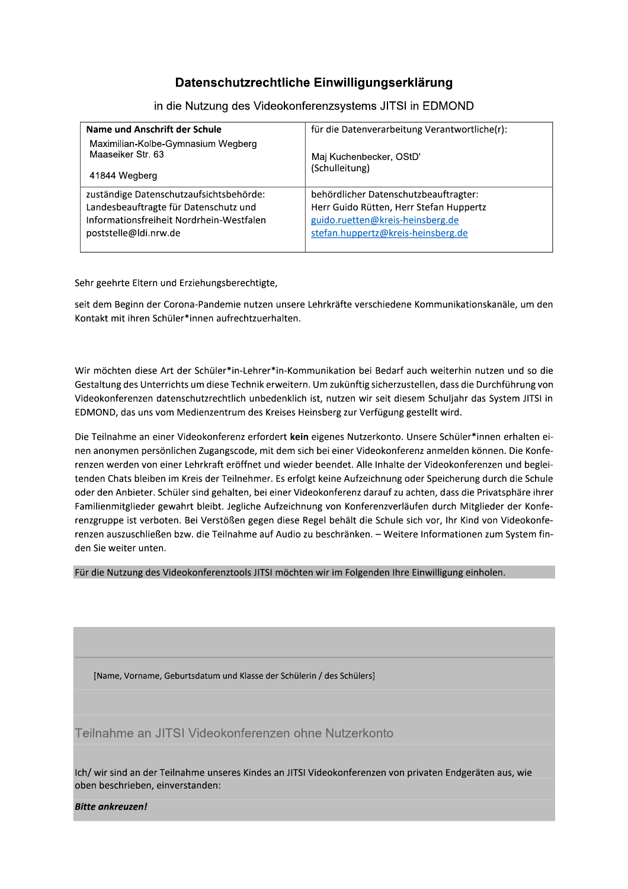# Datenschutzrechtliche Einwilligungserklärung

in die Nutzung des Videokonferenzsystems JITSI in EDMOND

| **Name und Anschrift der Schule**<br>Maximilian-Kolbe-Gymnasium Wegberg<br>Maaseiker Str. 63<br><br>41844 Wegberg | für die Datenverarbeitung Verantwortliche(r):<br><br>Maj Kuchenbecker, OStD'<br>(Schulleitung) |
| --- | --- |
| zuständige Datenschutzaufsichtsbehörde:<br>Landesbeauftragte für Datenschutz und Informationsfreiheit Nordrhein-Westfalen<br>poststelle@ldi.nrw.de | behördlicher Datenschutzbeauftragter:<br>Herr Guido Rütten, Herr Stefan Huppertz<br>guido.ruetten@kreis-heinsberg.de<br>stefan.huppertz@kreis-heinsberg.de |

Sehr geehrte Eltern und Erziehungsberechtigte,

seit dem Beginn der Corona-Pandemie nutzen unsere Lehrkräfte verschiedene Kommunikationskanäle, um den Kontakt mit ihren Schüler*innen aufrechtzuerhalten.

Wir möchten diese Art der Schüler*in-Lehrer*in-Kommunikation bei Bedarf auch weiterhin nutzen und so die Gestaltung des Unterrichts um diese Technik erweitern. Um zukünftig sicherzustellen, dass die Durchführung von Videokonferenzen datenschutzrechtlich unbedenklich ist, nutzen wir seit diesem Schuljahr das System JITSI in EDMOND, das uns vom Medienzentrum des Kreises Heinsberg zur Verfügung gestellt wird.

Die Teilnahme an einer Videokonferenz erfordert **kein** eigenes Nutzerkonto. Unsere Schüler*innen erhalten einen anonymen persönlichen Zugangscode, mit dem sich bei einer Videokonferenz anmelden können. Die Konferenzen werden von einer Lehrkraft eröffnet und wieder beendet. Alle Inhalte der Videokonferenzen und begleitenden Chats bleiben im Kreis der Teilnehmer. Es erfolgt keine Aufzeichnung oder Speicherung durch die Schule oder den Anbieter. Schüler sind gehalten, bei einer Videokonferenz darauf zu achten, dass die Privatsphäre ihrer Familienmitglieder gewahrt bleibt. Jegliche Aufzeichnung von Konferenzverläufen durch Mitglieder der Konferenzgruppe ist verboten. Bei Verstößen gegen diese Regel behält die Schule sich vor, Ihr Kind von Videokonferenzen auszuschließen bzw. die Teilnahme auf Audio zu beschränken. – Weitere Informationen zum System finden Sie weiter unten.

Für die Nutzung des Videokonferenztools JITSI möchten wir im Folgenden Ihre Einwilligung einholen.

[Name, Vorname, Geburtsdatum und Klasse der Schülerin / des Schülers]

## Teilnahme an JITSI Videokonferenzen ohne Nutzerkonto

Ich/ wir sind an der Teilnahme unseres Kindes an JITSI Videokonferenzen von privaten Endgeräten aus, wie oben beschrieben, einverstanden:

***Bitte ankreuzen!***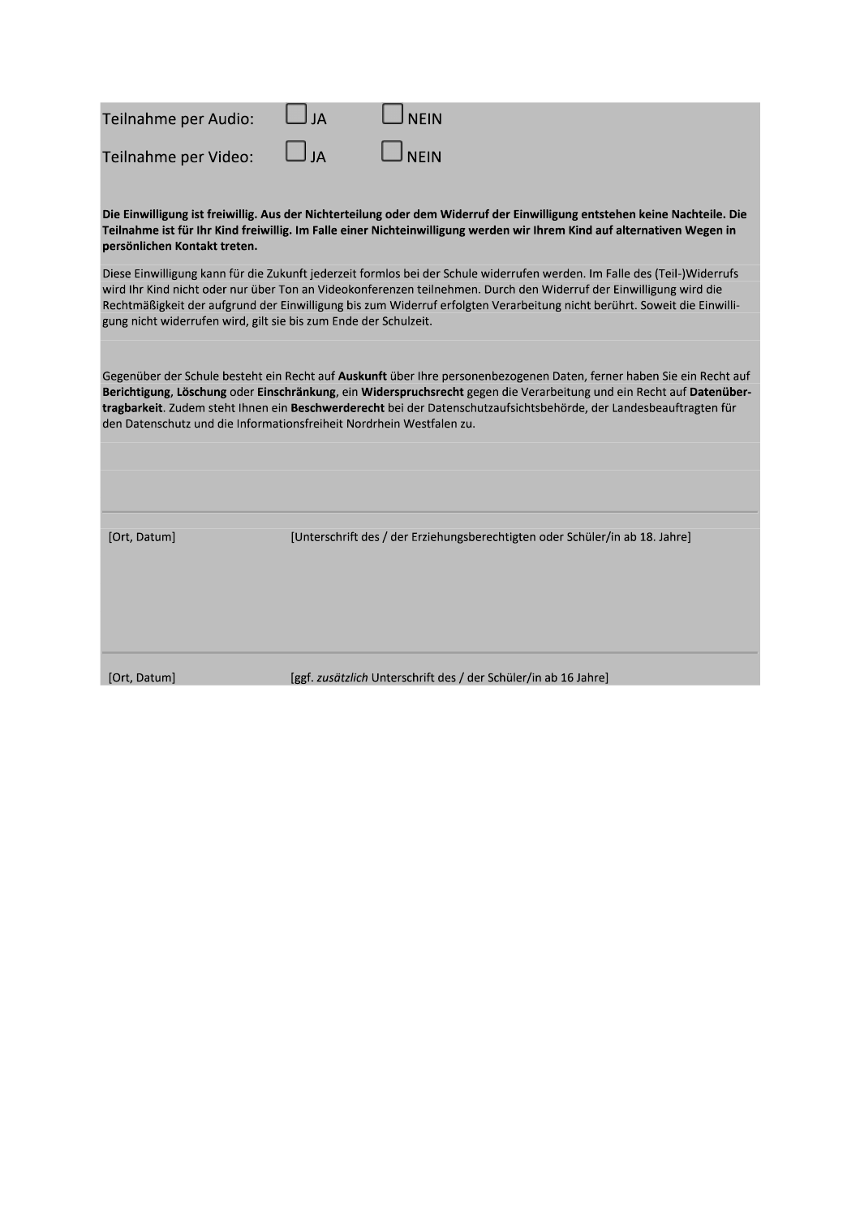Teilnahme per Audio: ☐ JA ☐ NEIN

Teilnahme per Video: ☐ JA ☐ NEIN

**Die Einwilligung ist freiwillig. Aus der Nichterteilung oder dem Widerruf der Einwilligung entstehen keine Nachteile. Die Teilnahme ist für Ihr Kind freiwillig. Im Falle einer Nichteinwilligung werden wir Ihrem Kind auf alternativen Wegen in persönlichen Kontakt treten.**

Diese Einwilligung kann für die Zukunft jederzeit formlos bei der Schule widerrufen werden. Im Falle des (Teil-)Widerrufs wird Ihr Kind nicht oder nur über Ton an Videokonferenzen teilnehmen. Durch den Widerruf der Einwilligung wird die Rechtmäßigkeit der aufgrund der Einwilligung bis zum Widerruf erfolgten Verarbeitung nicht berührt. Soweit die Einwilligung nicht widerrufen wird, gilt sie bis zum Ende der Schulzeit.

Gegenüber der Schule besteht ein Recht auf **Auskunft** über Ihre personenbezogenen Daten, ferner haben Sie ein Recht auf **Berichtigung**, **Löschung** oder **Einschränkung**, ein **Widerspruchsrecht** gegen die Verarbeitung und ein Recht auf **Datenübertragbarkeit**. Zudem steht Ihnen ein **Beschwerderecht** bei der Datenschutzaufsichtsbehörde, der Landesbeauftragten für den Datenschutz und die Informationsfreiheit Nordrhein Westfalen zu.

---

[Ort, Datum] [Unterschrift des / der Erziehungsberechtigten oder Schüler/in ab 18. Jahre]

---

[Ort, Datum] [ggf. *zusätzlich* Unterschrift des / der Schüler/in ab 16 Jahre]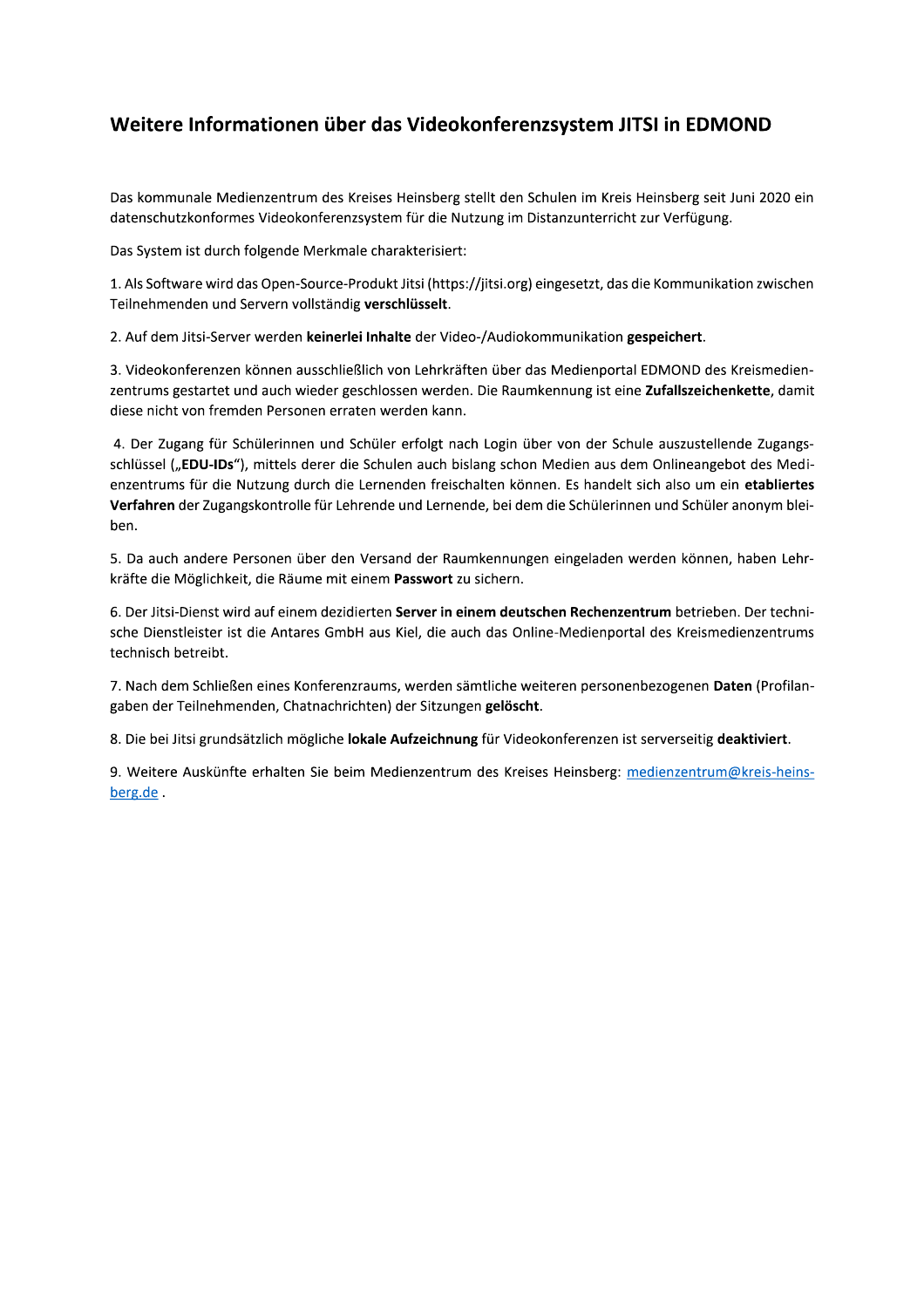## Weitere Informationen über das Videokonferenzsystem JITSI in EDMOND

Das kommunale Medienzentrum des Kreises Heinsberg stellt den Schulen im Kreis Heinsberg seit Juni 2020 ein datenschutzkonformes Videokonferenzsystem für die Nutzung im Distanzunterricht zur Verfügung.

Das System ist durch folgende Merkmale charakterisiert:

1. Als Software wird das Open-Source-Produkt Jitsi (https://jitsi.org) eingesetzt, das die Kommunikation zwischen Teilnehmenden und Servern vollständig **verschlüsselt**.

2. Auf dem Jitsi-Server werden **keinerlei Inhalte** der Video-/Audiokommunikation **gespeichert**.

3. Videokonferenzen können ausschließlich von Lehrkräften über das Medienportal EDMOND des Kreismedienzentrums gestartet und auch wieder geschlossen werden. Die Raumkennung ist eine **Zufallszeichenkette**, damit diese nicht von fremden Personen erraten werden kann.

4. Der Zugang für Schülerinnen und Schüler erfolgt nach Login über von der Schule auszustellende Zugangsschlüssel („**EDU-IDs**"), mittels derer die Schulen auch bislang schon Medien aus dem Onlineangebot des Medienzentrums für die Nutzung durch die Lernenden freischalten können. Es handelt sich also um ein **etabliertes Verfahren** der Zugangskontrolle für Lehrende und Lernende, bei dem die Schülerinnen und Schüler anonym bleiben.

5. Da auch andere Personen über den Versand der Raumkennungen eingeladen werden können, haben Lehrkräfte die Möglichkeit, die Räume mit einem **Passwort** zu sichern.

6. Der Jitsi-Dienst wird auf einem dezidierten **Server in einem deutschen Rechenzentrum** betrieben. Der technische Dienstleister ist die Antares GmbH aus Kiel, die auch das Online-Medienportal des Kreismedienzentrums technisch betreibt.

7. Nach dem Schließen eines Konferenzraums, werden sämtliche weiteren personenbezogenen **Daten** (Profilangaben der Teilnehmenden, Chatnachrichten) der Sitzungen **gelöscht**.

8. Die bei Jitsi grundsätzlich mögliche **lokale Aufzeichnung** für Videokonferenzen ist serverseitig **deaktiviert**.

9. Weitere Auskünfte erhalten Sie beim Medienzentrum des Kreises Heinsberg: medienzentrum@kreis-heinsberg.de .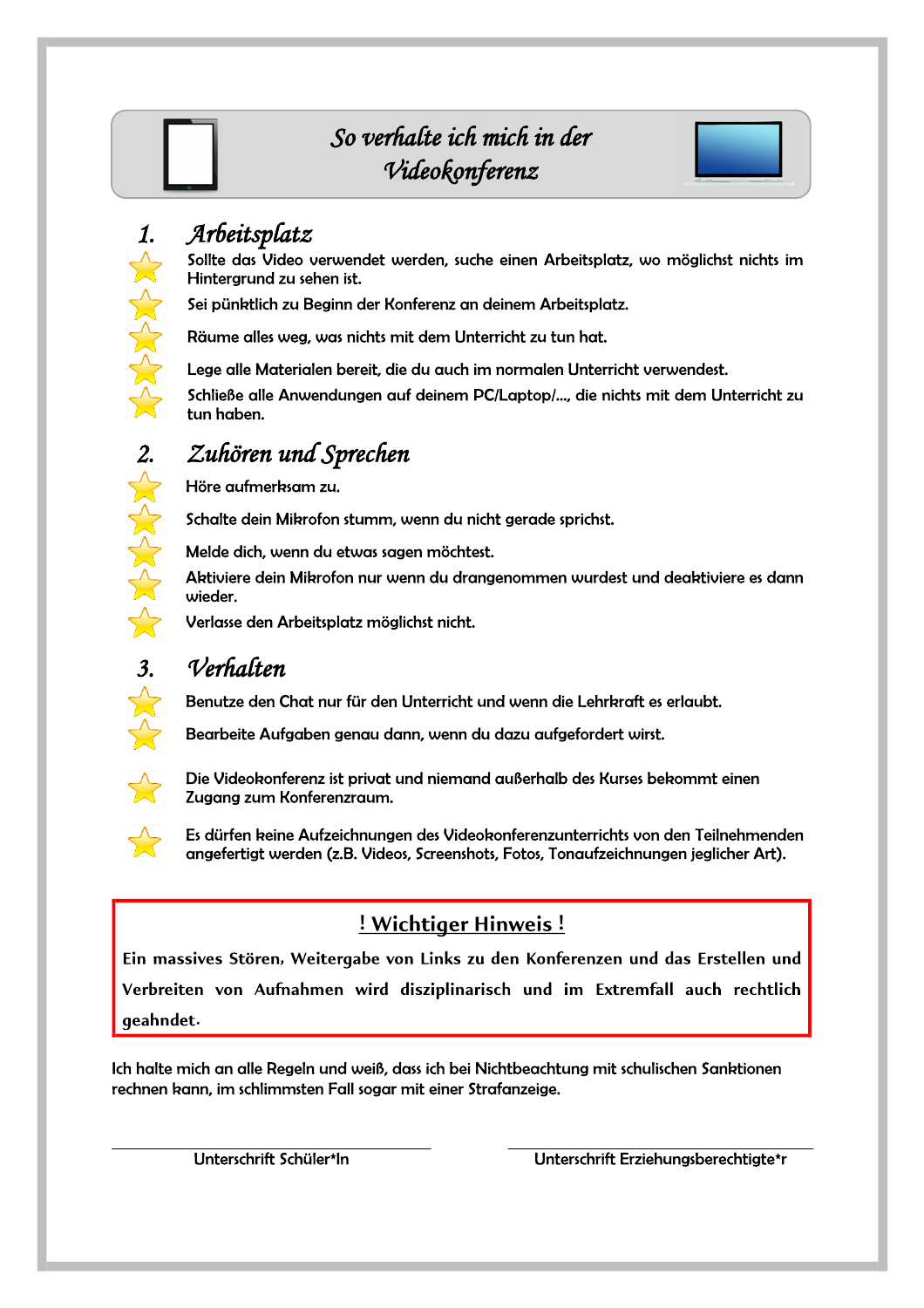# So verhalte ich mich in der Videokonferenz

## 1. Arbeitsplatz

- Sollte das Video verwendet werden, suche einen Arbeitsplatz, wo möglichst nichts im Hintergrund zu sehen ist.
- Sei pünktlich zu Beginn der Konferenz an deinem Arbeitsplatz.
- Räume alles weg, was nichts mit dem Unterricht zu tun hat.
- Lege alle Materialen bereit, die du auch im normalen Unterricht verwendest.
- Schließe alle Anwendungen auf deinem PC/Laptop/..., die nichts mit dem Unterricht zu tun haben.

## 2. Zuhören und Sprechen

- Höre aufmerksam zu.
- Schalte dein Mikrofon stumm, wenn du nicht gerade sprichst.
- Melde dich, wenn du etwas sagen möchtest.
- Aktiviere dein Mikrofon nur wenn du drangenommen wurdest und deaktiviere es dann wieder.
- Verlasse den Arbeitsplatz möglichst nicht.

## 3. Verhalten

- Benutze den Chat nur für den Unterricht und wenn die Lehrkraft es erlaubt.
- Bearbeite Aufgaben genau dann, wenn du dazu aufgefordert wirst.
- Die Videokonferenz ist privat und niemand außerhalb des Kurses bekommt einen Zugang zum Konferenzraum.
- Es dürfen keine Aufzeichnungen des Videokonferenzunterrichts von den Teilnehmenden angefertigt werden (z.B. Videos, Screenshots, Fotos, Tonaufzeichnungen jeglicher Art).

**! Wichtiger Hinweis !**

Ein massives Stören, Weitergabe von Links zu den Konferenzen und das Erstellen und Verbreiten von Aufnahmen wird disziplinarisch und im Extremfall auch rechtlich geahndet.

Ich halte mich an alle Regeln und weiß, dass ich bei Nichtbeachtung mit schulischen Sanktionen rechnen kann, im schlimmsten Fall sogar mit einer Strafanzeige.

Unterschrift Schüler*In

Unterschrift Erziehungsberechtigte*r